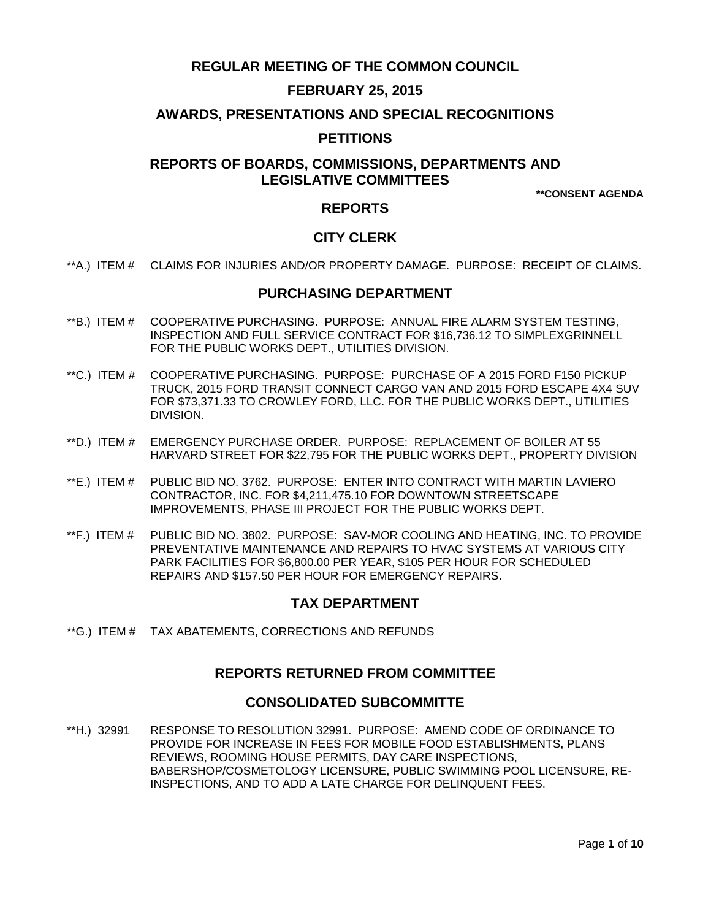# REGULAR MEETING OF THE COMMON COUNCIL

## FEBRUARY 25, 2015

## AWARDS, PRESENTATIONS AND SPECIAL RECOGNITIONS

## PETITIONS

## REPORTS OF BOARDS, COMMISSIONS, DEPARTMENTS AND LEGISLATIVE COMMITTEES

**\*\*CONSENT AGENDA**

## REPORTS

### CITY CLERK

**A.) ITEM # CLAIMS FOR INJURIES AND/OR PROPERTY DAMAGE. PURPOSE: RECEIPT OF CLAIMS.

### PURCHASING DEPARTMENT

**B.) ITEM # COOPERATIVE PURCHASING. PURPOSE: ANNUAL FIRE ALARM SYSTEM TESTING, INSPECTION AND FULL SERVICE CONTRACT FOR $16,736.12 TO SIMPLEXGRINNELL FOR THE PUBLIC WORKS DEPT., UTILITIES DIVISION.

**C.) ITEM # COOPERATIVE PURCHASING. PURPOSE: PURCHASE OF A 2015 FORD F150 PICKUP TRUCK, 2015 FORD TRANSIT CONNECT CARGO VAN AND 2015 FORD ESCAPE 4X4 SUV FOR $73,371.33 TO CROWLEY FORD, LLC. FOR THE PUBLIC WORKS DEPT., UTILITIES DIVISION.

**D.) ITEM # EMERGENCY PURCHASE ORDER. PURPOSE: REPLACEMENT OF BOILER AT 55 HARVARD STREET FOR $22,795 FOR THE PUBLIC WORKS DEPT., PROPERTY DIVISION

**E.) ITEM # PUBLIC BID NO. 3762. PURPOSE: ENTER INTO CONTRACT WITH MARTIN LAVIERO CONTRACTOR, INC. FOR $4,211,475.10 FOR DOWNTOWN STREETSCAPE IMPROVEMENTS, PHASE III PROJECT FOR THE PUBLIC WORKS DEPT.

**F.) ITEM # PUBLIC BID NO. 3802. PURPOSE: SAV-MOR COOLING AND HEATING, INC. TO PROVIDE PREVENTATIVE MAINTENANCE AND REPAIRS TO HVAC SYSTEMS AT VARIOUS CITY PARK FACILITIES FOR $6,800.00 PER YEAR, $105 PER HOUR FOR SCHEDULED REPAIRS AND $157.50 PER HOUR FOR EMERGENCY REPAIRS.

### TAX DEPARTMENT

**G.) ITEM # TAX ABATEMENTS, CORRECTIONS AND REFUNDS

## REPORTS RETURNED FROM COMMITTEE

### CONSOLIDATED SUBCOMMITTE

**H.) 32991 RESPONSE TO RESOLUTION 32991. PURPOSE: AMEND CODE OF ORDINANCE TO PROVIDE FOR INCREASE IN FEES FOR MOBILE FOOD ESTABLISHMENTS, PLANS REVIEWS, ROOMING HOUSE PERMITS, DAY CARE INSPECTIONS, BABERSHOP/COSMETOLOGY LICENSURE, PUBLIC SWIMMING POOL LICENSURE, RE-INSPECTIONS, AND TO ADD A LATE CHARGE FOR DELINQUENT FEES.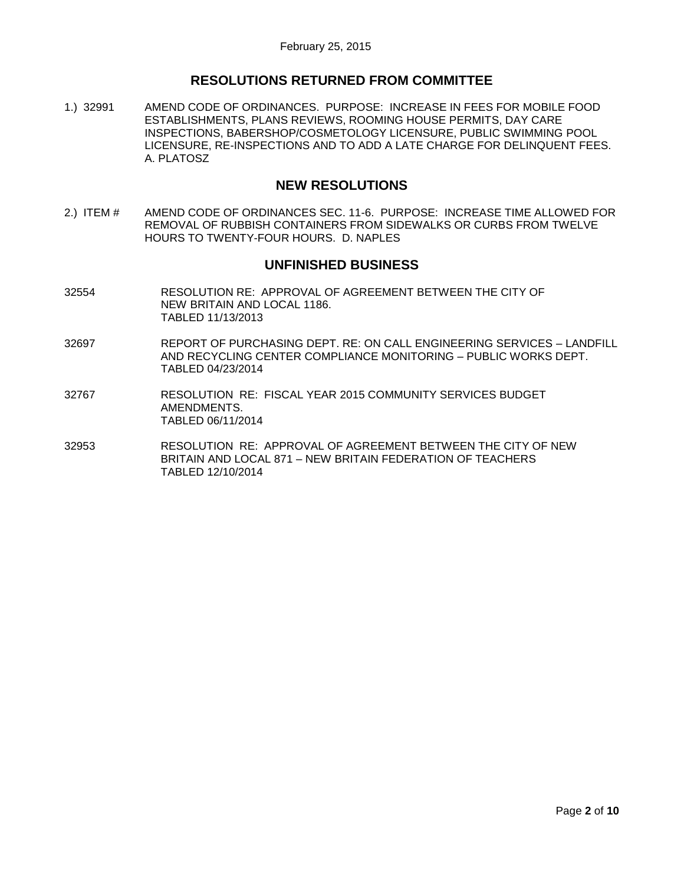February 25, 2015

## RESOLUTIONS RETURNED FROM COMMITTEE

1.) 32991 AMEND CODE OF ORDINANCES. PURPOSE: INCREASE IN FEES FOR MOBILE FOOD ESTABLISHMENTS, PLANS REVIEWS, ROOMING HOUSE PERMITS, DAY CARE INSPECTIONS, BABERSHOP/COSMETOLOGY LICENSURE, PUBLIC SWIMMING POOL LICENSURE, RE-INSPECTIONS AND TO ADD A LATE CHARGE FOR DELINQUENT FEES. A. PLATOSZ

## NEW RESOLUTIONS

2.) ITEM # AMEND CODE OF ORDINANCES SEC. 11-6. PURPOSE: INCREASE TIME ALLOWED FOR REMOVAL OF RUBBISH CONTAINERS FROM SIDEWALKS OR CURBS FROM TWELVE HOURS TO TWENTY-FOUR HOURS. D. NAPLES

## UNFINISHED BUSINESS

32554 RESOLUTION RE: APPROVAL OF AGREEMENT BETWEEN THE CITY OF NEW BRITAIN AND LOCAL 1186.
TABLED 11/13/2013

32697 REPORT OF PURCHASING DEPT. RE: ON CALL ENGINEERING SERVICES – LANDFILL AND RECYCLING CENTER COMPLIANCE MONITORING – PUBLIC WORKS DEPT.
TABLED 04/23/2014

32767 RESOLUTION RE: FISCAL YEAR 2015 COMMUNITY SERVICES BUDGET AMENDMENTS.
TABLED 06/11/2014

32953 RESOLUTION RE: APPROVAL OF AGREEMENT BETWEEN THE CITY OF NEW BRITAIN AND LOCAL 871 – NEW BRITAIN FEDERATION OF TEACHERS
TABLED 12/10/2014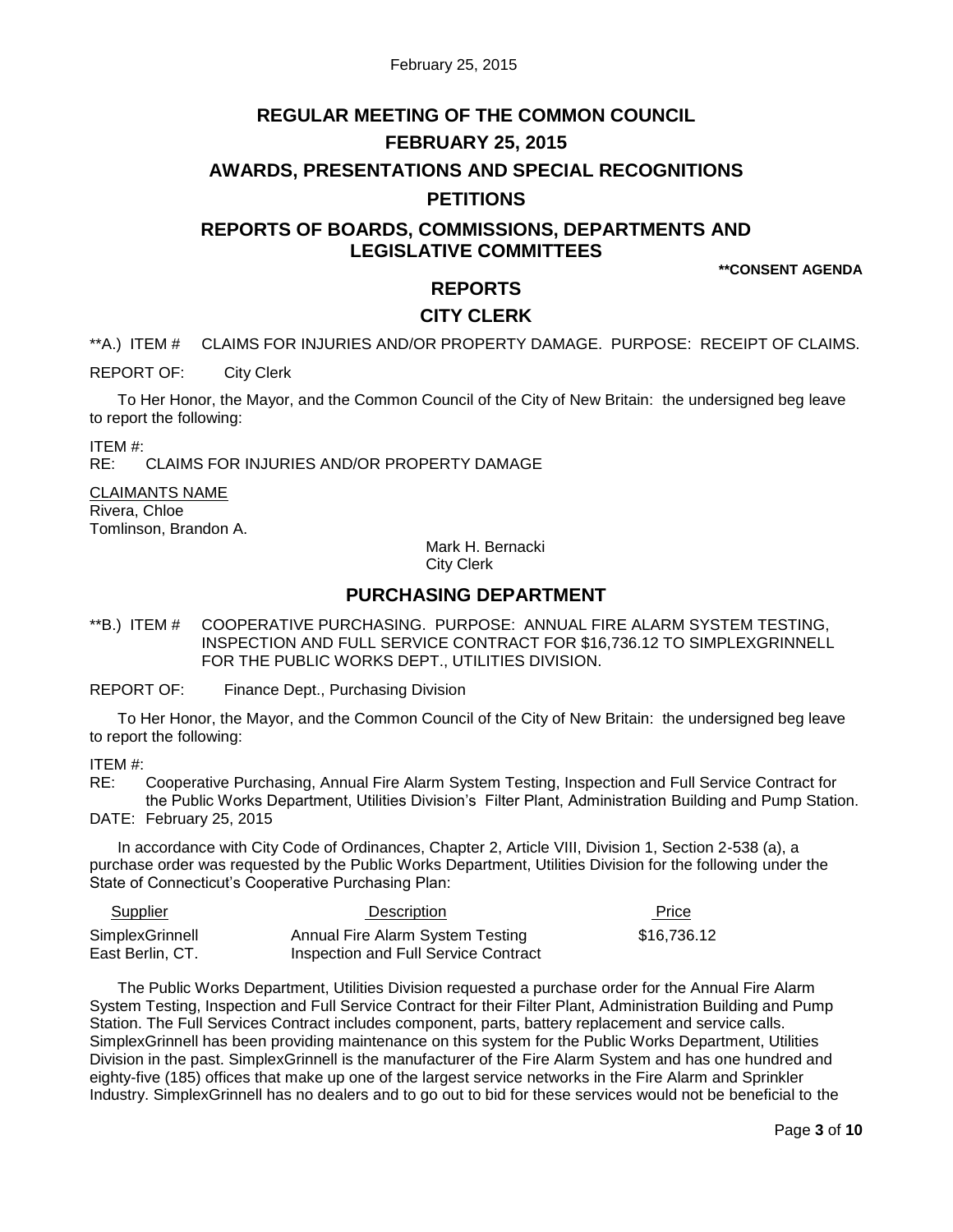# REGULAR MEETING OF THE COMMON COUNCIL

# FEBRUARY 25, 2015

# AWARDS, PRESENTATIONS AND SPECIAL RECOGNITIONS

# PETITIONS

# REPORTS OF BOARDS, COMMISSIONS, DEPARTMENTS AND LEGISLATIVE COMMITTEES

**\*\*CONSENT AGENDA**

## REPORTS

## CITY CLERK

**A.) ITEM # CLAIMS FOR INJURIES AND/OR PROPERTY DAMAGE. PURPOSE: RECEIPT OF CLAIMS.

REPORT OF: City Clerk

To Her Honor, the Mayor, and the Common Council of the City of New Britain: the undersigned beg leave to report the following:

ITEM #:
RE: CLAIMS FOR INJURIES AND/OR PROPERTY DAMAGE

<u>CLAIMANTS NAME</u>
Rivera, Chloe
Tomlinson, Brandon A.

Mark H. Bernacki
City Clerk

## PURCHASING DEPARTMENT

**B.) ITEM # COOPERATIVE PURCHASING. PURPOSE: ANNUAL FIRE ALARM SYSTEM TESTING, INSPECTION AND FULL SERVICE CONTRACT FOR $16,736.12 TO SIMPLEXGRINNELL FOR THE PUBLIC WORKS DEPT., UTILITIES DIVISION.

REPORT OF: Finance Dept., Purchasing Division

To Her Honor, the Mayor, and the Common Council of the City of New Britain: the undersigned beg leave to report the following:

ITEM #:
RE: Cooperative Purchasing, Annual Fire Alarm System Testing, Inspection and Full Service Contract for the Public Works Department, Utilities Division's Filter Plant, Administration Building and Pump Station.
DATE: February 25, 2015

In accordance with City Code of Ordinances, Chapter 2, Article VIII, Division 1, Section 2-538 (a), a purchase order was requested by the Public Works Department, Utilities Division for the following under the State of Connecticut's Cooperative Purchasing Plan:

| Supplier | Description | Price |
| --- | --- | --- |
| SimplexGrinnell East Berlin, CT. | Annual Fire Alarm System Testing Inspection and Full Service Contract | $16,736.12 |

The Public Works Department, Utilities Division requested a purchase order for the Annual Fire Alarm System Testing, Inspection and Full Service Contract for their Filter Plant, Administration Building and Pump Station. The Full Services Contract includes component, parts, battery replacement and service calls. SimplexGrinnell has been providing maintenance on this system for the Public Works Department, Utilities Division in the past. SimplexGrinnell is the manufacturer of the Fire Alarm System and has one hundred and eighty-five (185) offices that make up one of the largest service networks in the Fire Alarm and Sprinkler Industry. SimplexGrinnell has no dealers and to go out to bid for these services would not be beneficial to the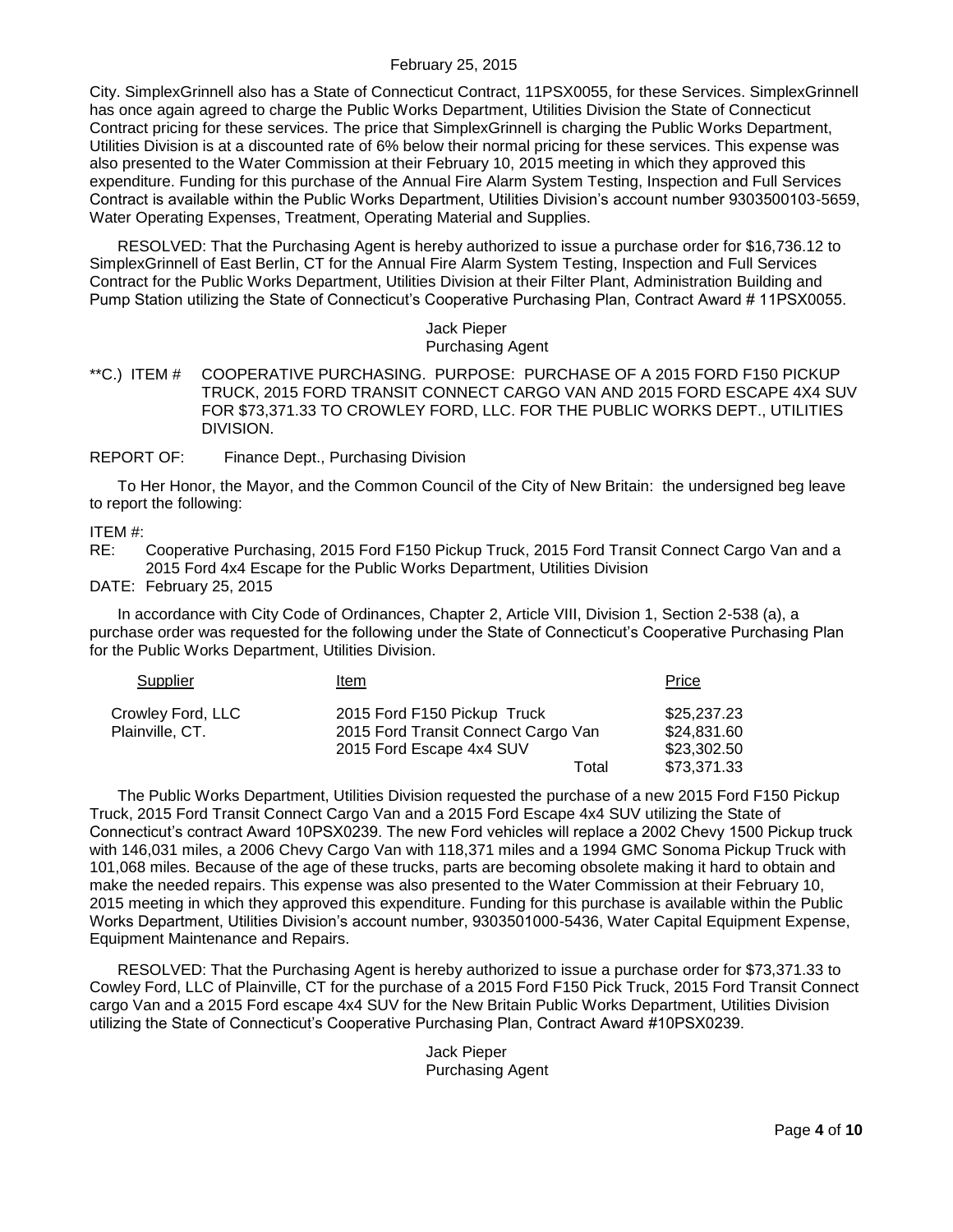City. SimplexGrinnell also has a State of Connecticut Contract, 11PSX0055, for these Services. SimplexGrinnell has once again agreed to charge the Public Works Department, Utilities Division the State of Connecticut Contract pricing for these services. The price that SimplexGrinnell is charging the Public Works Department, Utilities Division is at a discounted rate of 6% below their normal pricing for these services. This expense was also presented to the Water Commission at their February 10, 2015 meeting in which they approved this expenditure. Funding for this purchase of the Annual Fire Alarm System Testing, Inspection and Full Services Contract is available within the Public Works Department, Utilities Division's account number 9303500103-5659, Water Operating Expenses, Treatment, Operating Material and Supplies.

RESOLVED: That the Purchasing Agent is hereby authorized to issue a purchase order for $16,736.12 to SimplexGrinnell of East Berlin, CT for the Annual Fire Alarm System Testing, Inspection and Full Services Contract for the Public Works Department, Utilities Division at their Filter Plant, Administration Building and Pump Station utilizing the State of Connecticut's Cooperative Purchasing Plan, Contract Award # 11PSX0055.

Jack Pieper
Purchasing Agent

**C.) ITEM # COOPERATIVE PURCHASING. PURPOSE: PURCHASE OF A 2015 FORD F150 PICKUP TRUCK, 2015 FORD TRANSIT CONNECT CARGO VAN AND 2015 FORD ESCAPE 4X4 SUV FOR $73,371.33 TO CROWLEY FORD, LLC. FOR THE PUBLIC WORKS DEPT., UTILITIES DIVISION.

REPORT OF: Finance Dept., Purchasing Division

To Her Honor, the Mayor, and the Common Council of the City of New Britain: the undersigned beg leave to report the following:

ITEM #:
RE: Cooperative Purchasing, 2015 Ford F150 Pickup Truck, 2015 Ford Transit Connect Cargo Van and a 2015 Ford 4x4 Escape for the Public Works Department, Utilities Division
DATE: February 25, 2015

In accordance with City Code of Ordinances, Chapter 2, Article VIII, Division 1, Section 2-538 (a), a purchase order was requested for the following under the State of Connecticut's Cooperative Purchasing Plan for the Public Works Department, Utilities Division.

| Supplier | Item | Price |
|---|---|---|
| Crowley Ford, LLC | 2015 Ford F150 Pickup Truck | $25,237.23 |
| Plainville, CT. | 2015 Ford Transit Connect Cargo Van | $24,831.60 |
| | 2015 Ford Escape 4x4 SUV | $23,302.50 |
| | Total | $73,371.33 |

The Public Works Department, Utilities Division requested the purchase of a new 2015 Ford F150 Pickup Truck, 2015 Ford Transit Connect Cargo Van and a 2015 Ford Escape 4x4 SUV utilizing the State of Connecticut's contract Award 10PSX0239. The new Ford vehicles will replace a 2002 Chevy 1500 Pickup truck with 146,031 miles, a 2006 Chevy Cargo Van with 118,371 miles and a 1994 GMC Sonoma Pickup Truck with 101,068 miles. Because of the age of these trucks, parts are becoming obsolete making it hard to obtain and make the needed repairs. This expense was also presented to the Water Commission at their February 10, 2015 meeting in which they approved this expenditure. Funding for this purchase is available within the Public Works Department, Utilities Division's account number, 9303501000-5436, Water Capital Equipment Expense, Equipment Maintenance and Repairs.

RESOLVED: That the Purchasing Agent is hereby authorized to issue a purchase order for $73,371.33 to Cowley Ford, LLC of Plainville, CT for the purchase of a 2015 Ford F150 Pick Truck, 2015 Ford Transit Connect cargo Van and a 2015 Ford escape 4x4 SUV for the New Britain Public Works Department, Utilities Division utilizing the State of Connecticut's Cooperative Purchasing Plan, Contract Award #10PSX0239.

Jack Pieper
Purchasing Agent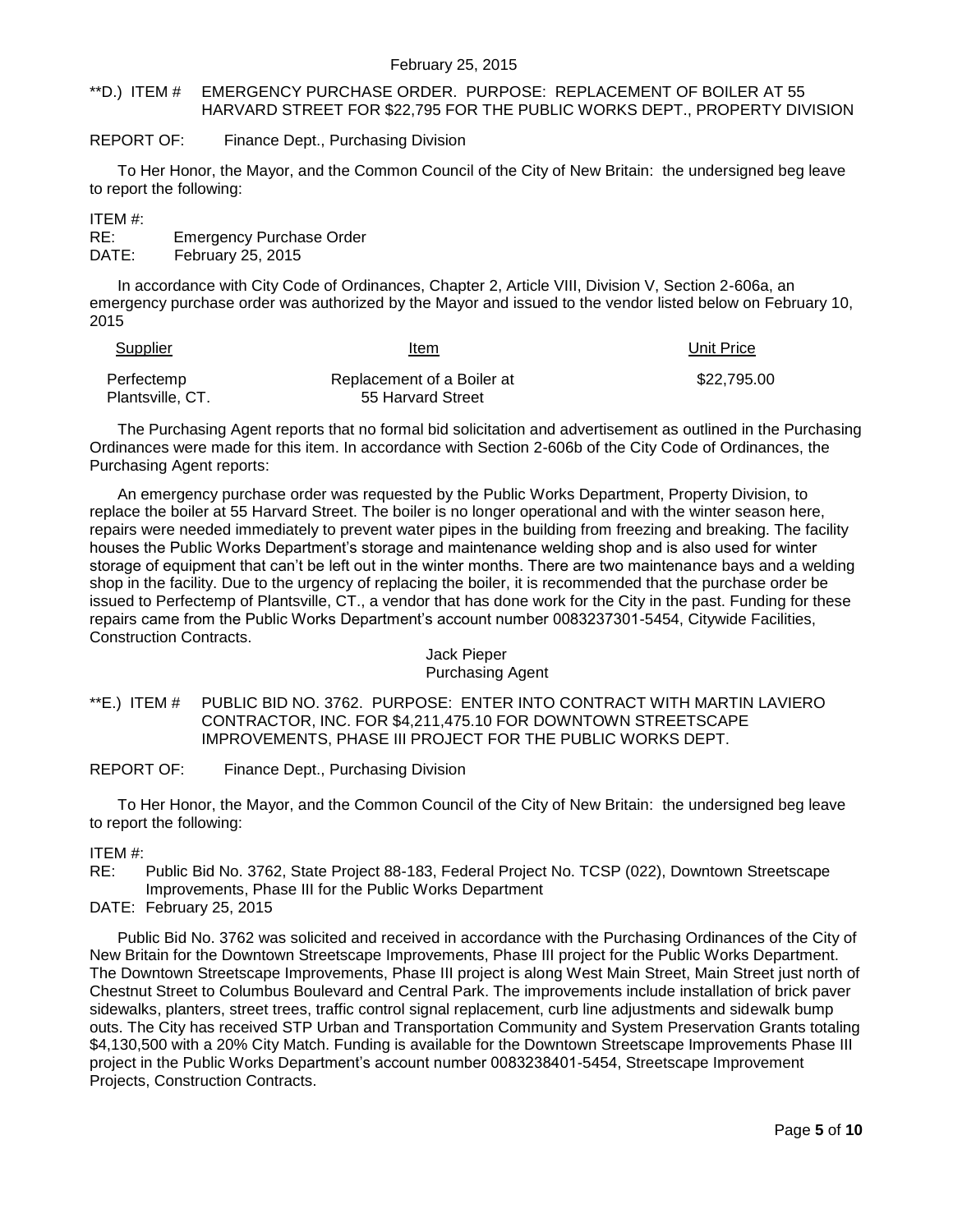**D.) ITEM # EMERGENCY PURCHASE ORDER. PURPOSE: REPLACEMENT OF BOILER AT 55 HARVARD STREET FOR $22,795 FOR THE PUBLIC WORKS DEPT., PROPERTY DIVISION

REPORT OF: Finance Dept., Purchasing Division

To Her Honor, the Mayor, and the Common Council of the City of New Britain: the undersigned beg leave to report the following:

ITEM #:
RE: Emergency Purchase Order
DATE: February 25, 2015

In accordance with City Code of Ordinances, Chapter 2, Article VIII, Division V, Section 2-606a, an emergency purchase order was authorized by the Mayor and issued to the vendor listed below on February 10, 2015

| Supplier | Item | Unit Price |
|---|---|---|
| Perfectemp Plantsville, CT. | Replacement of a Boiler at 55 Harvard Street | $22,795.00 |

The Purchasing Agent reports that no formal bid solicitation and advertisement as outlined in the Purchasing Ordinances were made for this item. In accordance with Section 2-606b of the City Code of Ordinances, the Purchasing Agent reports:

An emergency purchase order was requested by the Public Works Department, Property Division, to replace the boiler at 55 Harvard Street. The boiler is no longer operational and with the winter season here, repairs were needed immediately to prevent water pipes in the building from freezing and breaking. The facility houses the Public Works Department's storage and maintenance welding shop and is also used for winter storage of equipment that can't be left out in the winter months. There are two maintenance bays and a welding shop in the facility. Due to the urgency of replacing the boiler, it is recommended that the purchase order be issued to Perfectemp of Plantsville, CT., a vendor that has done work for the City in the past. Funding for these repairs came from the Public Works Department's account number 0083237301-5454, Citywide Facilities, Construction Contracts.

Jack Pieper
Purchasing Agent

**E.) ITEM # PUBLIC BID NO. 3762. PURPOSE: ENTER INTO CONTRACT WITH MARTIN LAVIERO CONTRACTOR, INC. FOR $4,211,475.10 FOR DOWNTOWN STREETSCAPE IMPROVEMENTS, PHASE III PROJECT FOR THE PUBLIC WORKS DEPT.

REPORT OF: Finance Dept., Purchasing Division

To Her Honor, the Mayor, and the Common Council of the City of New Britain: the undersigned beg leave to report the following:

ITEM #:
RE: Public Bid No. 3762, State Project 88-183, Federal Project No. TCSP (022), Downtown Streetscape Improvements, Phase III for the Public Works Department
DATE: February 25, 2015

Public Bid No. 3762 was solicited and received in accordance with the Purchasing Ordinances of the City of New Britain for the Downtown Streetscape Improvements, Phase III project for the Public Works Department. The Downtown Streetscape Improvements, Phase III project is along West Main Street, Main Street just north of Chestnut Street to Columbus Boulevard and Central Park. The improvements include installation of brick paver sidewalks, planters, street trees, traffic control signal replacement, curb line adjustments and sidewalk bump outs. The City has received STP Urban and Transportation Community and System Preservation Grants totaling $4,130,500 with a 20% City Match. Funding is available for the Downtown Streetscape Improvements Phase III project in the Public Works Department's account number 0083238401-5454, Streetscape Improvement Projects, Construction Contracts.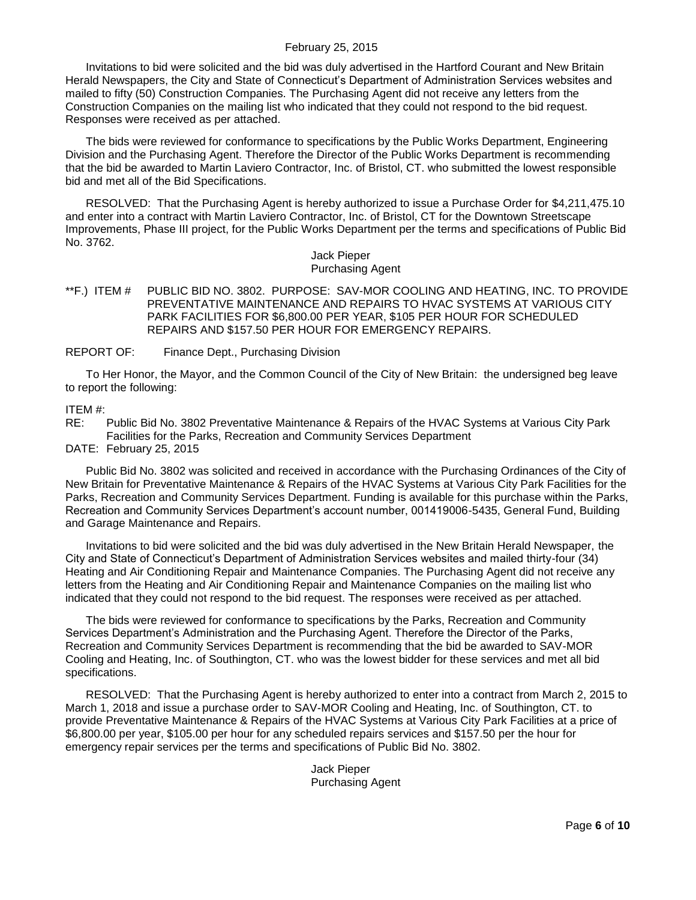Invitations to bid were solicited and the bid was duly advertised in the Hartford Courant and New Britain Herald Newspapers, the City and State of Connecticut's Department of Administration Services websites and mailed to fifty (50) Construction Companies. The Purchasing Agent did not receive any letters from the Construction Companies on the mailing list who indicated that they could not respond to the bid request. Responses were received as per attached.

The bids were reviewed for conformance to specifications by the Public Works Department, Engineering Division and the Purchasing Agent. Therefore the Director of the Public Works Department is recommending that the bid be awarded to Martin Laviero Contractor, Inc. of Bristol, CT. who submitted the lowest responsible bid and met all of the Bid Specifications.

RESOLVED: That the Purchasing Agent is hereby authorized to issue a Purchase Order for $4,211,475.10 and enter into a contract with Martin Laviero Contractor, Inc. of Bristol, CT for the Downtown Streetscape Improvements, Phase III project, for the Public Works Department per the terms and specifications of Public Bid No. 3762.

Jack Pieper
Purchasing Agent

**F.) ITEM # PUBLIC BID NO. 3802. PURPOSE: SAV-MOR COOLING AND HEATING, INC. TO PROVIDE PREVENTATIVE MAINTENANCE AND REPAIRS TO HVAC SYSTEMS AT VARIOUS CITY PARK FACILITIES FOR $6,800.00 PER YEAR, $105 PER HOUR FOR SCHEDULED REPAIRS AND $157.50 PER HOUR FOR EMERGENCY REPAIRS.

REPORT OF: Finance Dept., Purchasing Division

To Her Honor, the Mayor, and the Common Council of the City of New Britain: the undersigned beg leave to report the following:

ITEM #:
RE: Public Bid No. 3802 Preventative Maintenance & Repairs of the HVAC Systems at Various City Park Facilities for the Parks, Recreation and Community Services Department
DATE: February 25, 2015

Public Bid No. 3802 was solicited and received in accordance with the Purchasing Ordinances of the City of New Britain for Preventative Maintenance & Repairs of the HVAC Systems at Various City Park Facilities for the Parks, Recreation and Community Services Department. Funding is available for this purchase within the Parks, Recreation and Community Services Department's account number, 001419006-5435, General Fund, Building and Garage Maintenance and Repairs.

Invitations to bid were solicited and the bid was duly advertised in the New Britain Herald Newspaper, the City and State of Connecticut's Department of Administration Services websites and mailed thirty-four (34) Heating and Air Conditioning Repair and Maintenance Companies. The Purchasing Agent did not receive any letters from the Heating and Air Conditioning Repair and Maintenance Companies on the mailing list who indicated that they could not respond to the bid request. The responses were received as per attached.

The bids were reviewed for conformance to specifications by the Parks, Recreation and Community Services Department's Administration and the Purchasing Agent. Therefore the Director of the Parks, Recreation and Community Services Department is recommending that the bid be awarded to SAV-MOR Cooling and Heating, Inc. of Southington, CT. who was the lowest bidder for these services and met all bid specifications.

RESOLVED: That the Purchasing Agent is hereby authorized to enter into a contract from March 2, 2015 to March 1, 2018 and issue a purchase order to SAV-MOR Cooling and Heating, Inc. of Southington, CT. to provide Preventative Maintenance & Repairs of the HVAC Systems at Various City Park Facilities at a price of $6,800.00 per year, $105.00 per hour for any scheduled repairs services and $157.50 per the hour for emergency repair services per the terms and specifications of Public Bid No. 3802.

Jack Pieper
Purchasing Agent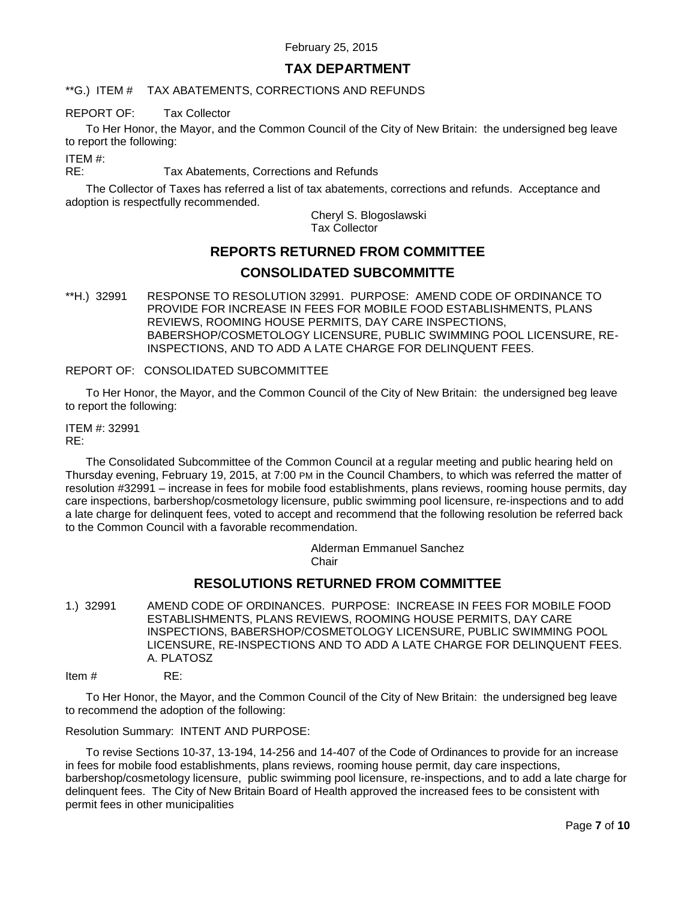February 25, 2015

## TAX DEPARTMENT

**G.) ITEM # TAX ABATEMENTS, CORRECTIONS AND REFUNDS

REPORT OF: Tax Collector

To Her Honor, the Mayor, and the Common Council of the City of New Britain: the undersigned beg leave to report the following:

ITEM #:
RE: Tax Abatements, Corrections and Refunds

The Collector of Taxes has referred a list of tax abatements, corrections and refunds. Acceptance and adoption is respectfully recommended.

Cheryl S. Blogoslawski
Tax Collector

## REPORTS RETURNED FROM COMMITTEE

## CONSOLIDATED SUBCOMMITTE

**H.) 32991 RESPONSE TO RESOLUTION 32991. PURPOSE: AMEND CODE OF ORDINANCE TO PROVIDE FOR INCREASE IN FEES FOR MOBILE FOOD ESTABLISHMENTS, PLANS REVIEWS, ROOMING HOUSE PERMITS, DAY CARE INSPECTIONS, BABERSHOP/COSMETOLOGY LICENSURE, PUBLIC SWIMMING POOL LICENSURE, RE-INSPECTIONS, AND TO ADD A LATE CHARGE FOR DELINQUENT FEES.

REPORT OF: CONSOLIDATED SUBCOMMITTEE

To Her Honor, the Mayor, and the Common Council of the City of New Britain: the undersigned beg leave to report the following:

ITEM #: 32991
RE:

The Consolidated Subcommittee of the Common Council at a regular meeting and public hearing held on Thursday evening, February 19, 2015, at 7:00 PM in the Council Chambers, to which was referred the matter of resolution #32991 – increase in fees for mobile food establishments, plans reviews, rooming house permits, day care inspections, barbershop/cosmetology licensure, public swimming pool licensure, re-inspections and to add a late charge for delinquent fees, voted to accept and recommend that the following resolution be referred back to the Common Council with a favorable recommendation.

Alderman Emmanuel Sanchez
Chair

## RESOLUTIONS RETURNED FROM COMMITTEE

1.) 32991 AMEND CODE OF ORDINANCES. PURPOSE: INCREASE IN FEES FOR MOBILE FOOD ESTABLISHMENTS, PLANS REVIEWS, ROOMING HOUSE PERMITS, DAY CARE INSPECTIONS, BABERSHOP/COSMETOLOGY LICENSURE, PUBLIC SWIMMING POOL LICENSURE, RE-INSPECTIONS AND TO ADD A LATE CHARGE FOR DELINQUENT FEES. A. PLATOSZ

Item # RE:

To Her Honor, the Mayor, and the Common Council of the City of New Britain: the undersigned beg leave to recommend the adoption of the following:

Resolution Summary: INTENT AND PURPOSE:

To revise Sections 10-37, 13-194, 14-256 and 14-407 of the Code of Ordinances to provide for an increase in fees for mobile food establishments, plans reviews, rooming house permit, day care inspections, barbershop/cosmetology licensure, public swimming pool licensure, re-inspections, and to add a late charge for delinquent fees. The City of New Britain Board of Health approved the increased fees to be consistent with permit fees in other municipalities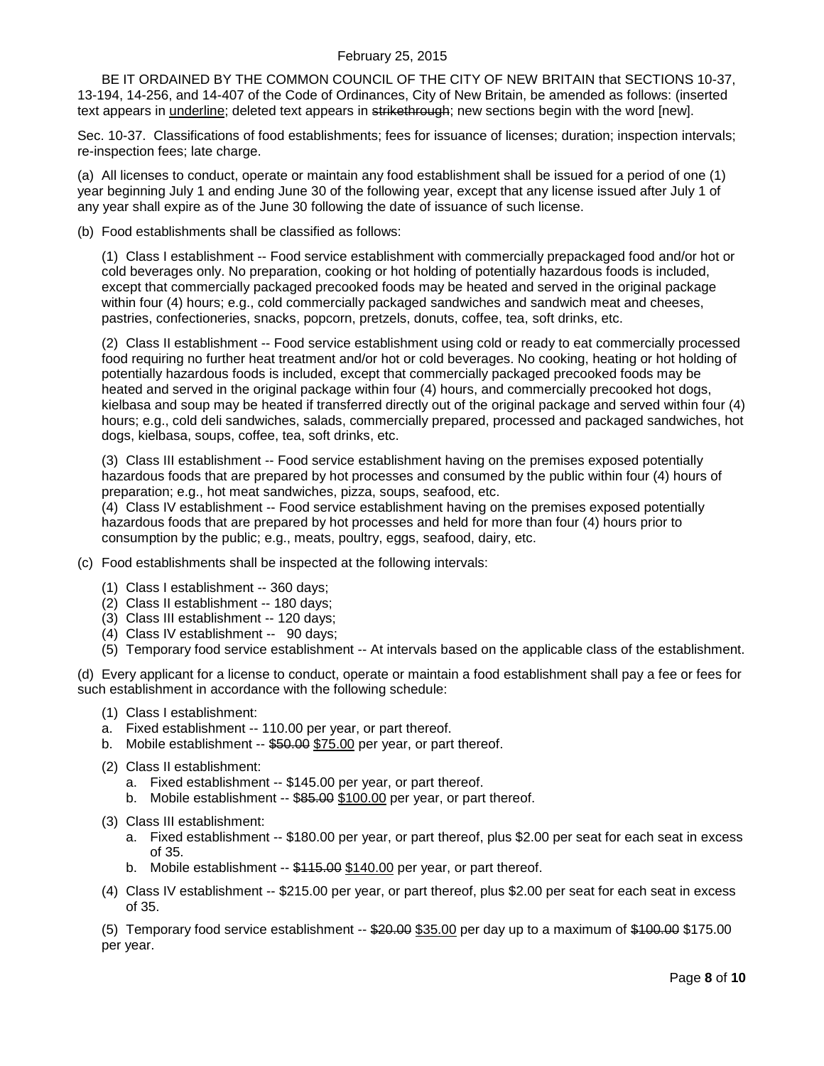BE IT ORDAINED BY THE COMMON COUNCIL OF THE CITY OF NEW BRITAIN that SECTIONS 10-37, 13-194, 14-256, and 14-407 of the Code of Ordinances, City of New Britain, be amended as follows: (inserted text appears in <u>underline</u>; deleted text appears in ~~strikethrough~~; new sections begin with the word [new].

Sec. 10-37. Classifications of food establishments; fees for issuance of licenses; duration; inspection intervals; re-inspection fees; late charge.

(a) All licenses to conduct, operate or maintain any food establishment shall be issued for a period of one (1) year beginning July 1 and ending June 30 of the following year, except that any license issued after July 1 of any year shall expire as of the June 30 following the date of issuance of such license.

(b) Food establishments shall be classified as follows:

(1) Class I establishment -- Food service establishment with commercially prepackaged food and/or hot or cold beverages only. No preparation, cooking or hot holding of potentially hazardous foods is included, except that commercially packaged precooked foods may be heated and served in the original package within four (4) hours; e.g., cold commercially packaged sandwiches and sandwich meat and cheeses, pastries, confectioneries, snacks, popcorn, pretzels, donuts, coffee, tea, soft drinks, etc.

(2) Class II establishment -- Food service establishment using cold or ready to eat commercially processed food requiring no further heat treatment and/or hot or cold beverages. No cooking, heating or hot holding of potentially hazardous foods is included, except that commercially packaged precooked foods may be heated and served in the original package within four (4) hours, and commercially precooked hot dogs, kielbasa and soup may be heated if transferred directly out of the original package and served within four (4) hours; e.g., cold deli sandwiches, salads, commercially prepared, processed and packaged sandwiches, hot dogs, kielbasa, soups, coffee, tea, soft drinks, etc.

(3) Class III establishment -- Food service establishment having on the premises exposed potentially hazardous foods that are prepared by hot processes and consumed by the public within four (4) hours of preparation; e.g., hot meat sandwiches, pizza, soups, seafood, etc.

(4) Class IV establishment -- Food service establishment having on the premises exposed potentially hazardous foods that are prepared by hot processes and held for more than four (4) hours prior to consumption by the public; e.g., meats, poultry, eggs, seafood, dairy, etc.

(c) Food establishments shall be inspected at the following intervals:

(1) Class I establishment -- 360 days;
(2) Class II establishment -- 180 days;
(3) Class III establishment -- 120 days;
(4) Class IV establishment -- 90 days;
(5) Temporary food service establishment -- At intervals based on the applicable class of the establishment.

(d) Every applicant for a license to conduct, operate or maintain a food establishment shall pay a fee or fees for such establishment in accordance with the following schedule:

(1) Class I establishment:
a. Fixed establishment -- 110.00 per year, or part thereof.
b. Mobile establishment -- ~~$50.00~~ <u>$75.00</u> per year, or part thereof.

(2) Class II establishment:
a. Fixed establishment -- $145.00 per year, or part thereof.
b. Mobile establishment -- ~~$85.00~~ <u>$100.00</u> per year, or part thereof.

(3) Class III establishment:
a. Fixed establishment -- $180.00 per year, or part thereof, plus $2.00 per seat for each seat in excess of 35.
b. Mobile establishment -- ~~$115.00~~ <u>$140.00</u> per year, or part thereof.

(4) Class IV establishment -- $215.00 per year, or part thereof, plus $2.00 per seat for each seat in excess of 35.

(5) Temporary food service establishment -- ~~$20.00~~ <u>$35.00</u> per day up to a maximum of ~~$100.00~~ $175.00 per year.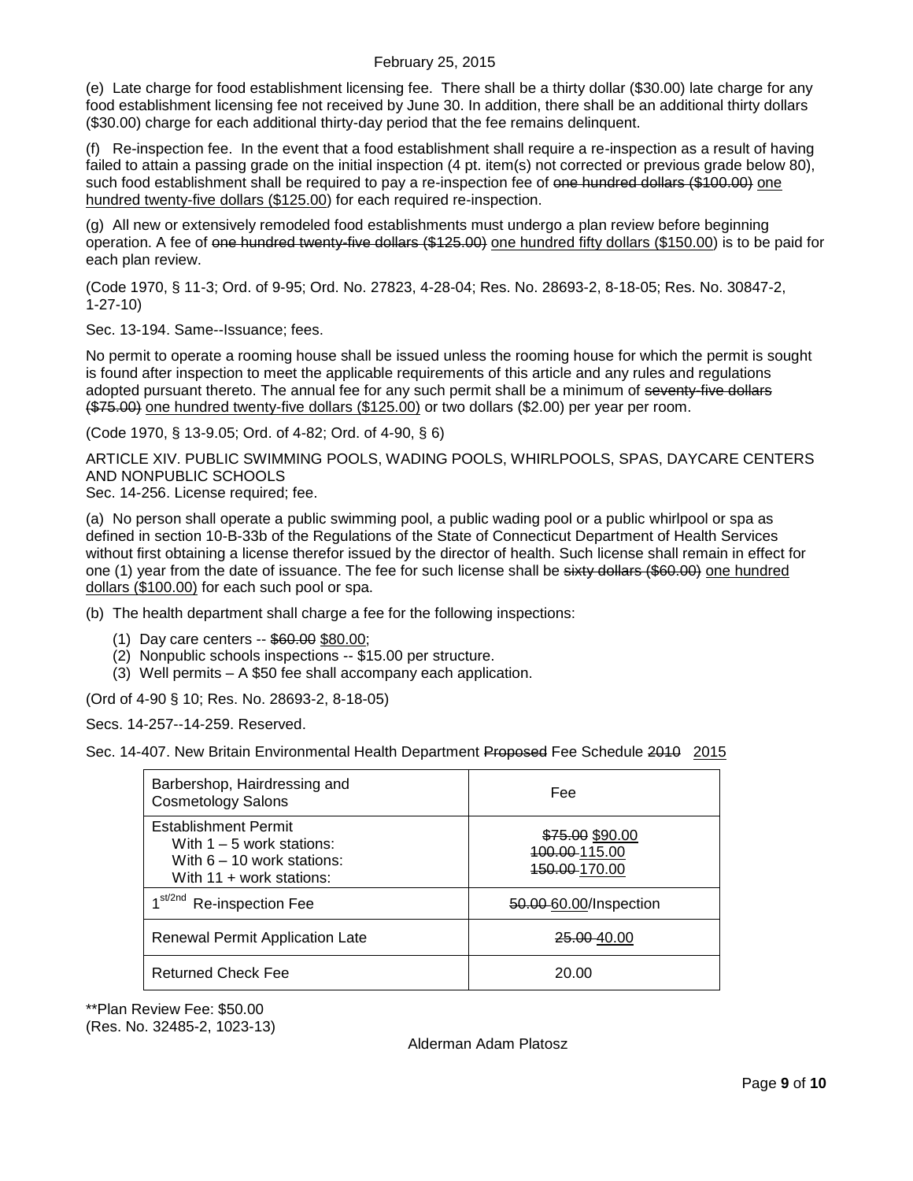February 25, 2015

(e) Late charge for food establishment licensing fee. There shall be a thirty dollar ($30.00) late charge for any food establishment licensing fee not received by June 30. In addition, there shall be an additional thirty dollars ($30.00) charge for each additional thirty-day period that the fee remains delinquent.

(f) Re-inspection fee. In the event that a food establishment shall require a re-inspection as a result of having failed to attain a passing grade on the initial inspection (4 pt. item(s) not corrected or previous grade below 80), such food establishment shall be required to pay a re-inspection fee of ~~one hundred dollars ($100.00)~~ one hundred twenty-five dollars ($125.00) for each required re-inspection.

(g) All new or extensively remodeled food establishments must undergo a plan review before beginning operation. A fee of ~~one hundred twenty-five dollars ($125.00)~~ one hundred fifty dollars ($150.00) is to be paid for each plan review.

(Code 1970, § 11-3; Ord. of 9-95; Ord. No. 27823, 4-28-04; Res. No. 28693-2, 8-18-05; Res. No. 30847-2, 1-27-10)

Sec. 13-194. Same--Issuance; fees.

No permit to operate a rooming house shall be issued unless the rooming house for which the permit is sought is found after inspection to meet the applicable requirements of this article and any rules and regulations adopted pursuant thereto. The annual fee for any such permit shall be a minimum of ~~seventy-five dollars ($75.00)~~ one hundred twenty-five dollars ($125.00) or two dollars ($2.00) per year per room.

(Code 1970, § 13-9.05; Ord. of 4-82; Ord. of 4-90, § 6)

ARTICLE XIV. PUBLIC SWIMMING POOLS, WADING POOLS, WHIRLPOOLS, SPAS, DAYCARE CENTERS AND NONPUBLIC SCHOOLS

Sec. 14-256. License required; fee.

(a) No person shall operate a public swimming pool, a public wading pool or a public whirlpool or spa as defined in section 10-B-33b of the Regulations of the State of Connecticut Department of Health Services without first obtaining a license therefor issued by the director of health. Such license shall remain in effect for one (1) year from the date of issuance. The fee for such license shall be ~~sixty dollars ($60.00)~~ one hundred dollars ($100.00) for each such pool or spa.

(b) The health department shall charge a fee for the following inspections:

(1) Day care centers -- ~~$60.00~~ $80.00;
(2) Nonpublic schools inspections -- $15.00 per structure.
(3) Well permits – A $50 fee shall accompany each application.

(Ord of 4-90 § 10; Res. No. 28693-2, 8-18-05)

Secs. 14-257--14-259. Reserved.

Sec. 14-407. New Britain Environmental Health Department ~~Proposed~~ Fee Schedule ~~2010~~ 2015

| Barbershop, Hairdressing and Cosmetology Salons | Fee |
|---|---|
| Establishment Permit<br>With 1 – 5 work stations:<br>With 6 – 10 work stations:<br>With 11 + work stations: | ~~$75.00~~ $90.00<br>~~100.00~~ 115.00<br>~~150.00~~ 170.00 |
| 1st/2nd Re-inspection Fee | ~~50.00~~ 60.00/Inspection |
| Renewal Permit Application Late | ~~25.00~~ 40.00 |
| Returned Check Fee | 20.00 |

**Plan Review Fee: $50.00
(Res. No. 32485-2, 1023-13)

Alderman Adam Platosz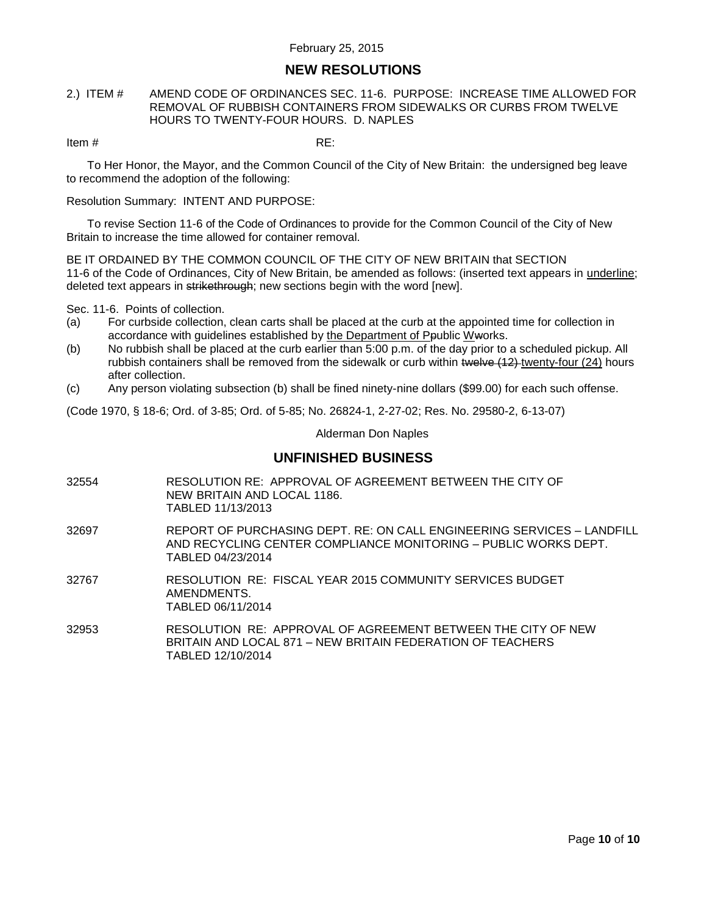February 25, 2015

## NEW RESOLUTIONS

2.) ITEM # AMEND CODE OF ORDINANCES SEC. 11-6. PURPOSE: INCREASE TIME ALLOWED FOR REMOVAL OF RUBBISH CONTAINERS FROM SIDEWALKS OR CURBS FROM TWELVE HOURS TO TWENTY-FOUR HOURS. D. NAPLES

Item # RE:

To Her Honor, the Mayor, and the Common Council of the City of New Britain: the undersigned beg leave to recommend the adoption of the following:

Resolution Summary: INTENT AND PURPOSE:

To revise Section 11-6 of the Code of Ordinances to provide for the Common Council of the City of New Britain to increase the time allowed for container removal.

BE IT ORDAINED BY THE COMMON COUNCIL OF THE CITY OF NEW BRITAIN that SECTION 11-6 of the Code of Ordinances, City of New Britain, be amended as follows: (inserted text appears in <u>underline</u>; deleted text appears in ~~strikethrough~~; new sections begin with the word [new].

Sec. 11-6. Points of collection.

(a) For curbside collection, clean carts shall be placed at the curb at the appointed time for collection in accordance with guidelines established by <u>the Department of P</u>~~p~~ublic <u>W</u>~~w~~orks.

(b) No rubbish shall be placed at the curb earlier than 5:00 p.m. of the day prior to a scheduled pickup. All rubbish containers shall be removed from the sidewalk or curb within ~~twelve (12)~~ <u>twenty-four (24)</u> hours after collection.

(c) Any person violating subsection (b) shall be fined ninety-nine dollars ($99.00) for each such offense.

(Code 1970, § 18-6; Ord. of 3-85; Ord. of 5-85; No. 26824-1, 2-27-02; Res. No. 29580-2, 6-13-07)

Alderman Don Naples

## UNFINISHED BUSINESS

32554 RESOLUTION RE: APPROVAL OF AGREEMENT BETWEEN THE CITY OF NEW BRITAIN AND LOCAL 1186.
TABLED 11/13/2013

32697 REPORT OF PURCHASING DEPT. RE: ON CALL ENGINEERING SERVICES – LANDFILL AND RECYCLING CENTER COMPLIANCE MONITORING – PUBLIC WORKS DEPT.
TABLED 04/23/2014

32767 RESOLUTION RE: FISCAL YEAR 2015 COMMUNITY SERVICES BUDGET AMENDMENTS.
TABLED 06/11/2014

32953 RESOLUTION RE: APPROVAL OF AGREEMENT BETWEEN THE CITY OF NEW BRITAIN AND LOCAL 871 – NEW BRITAIN FEDERATION OF TEACHERS
TABLED 12/10/2014